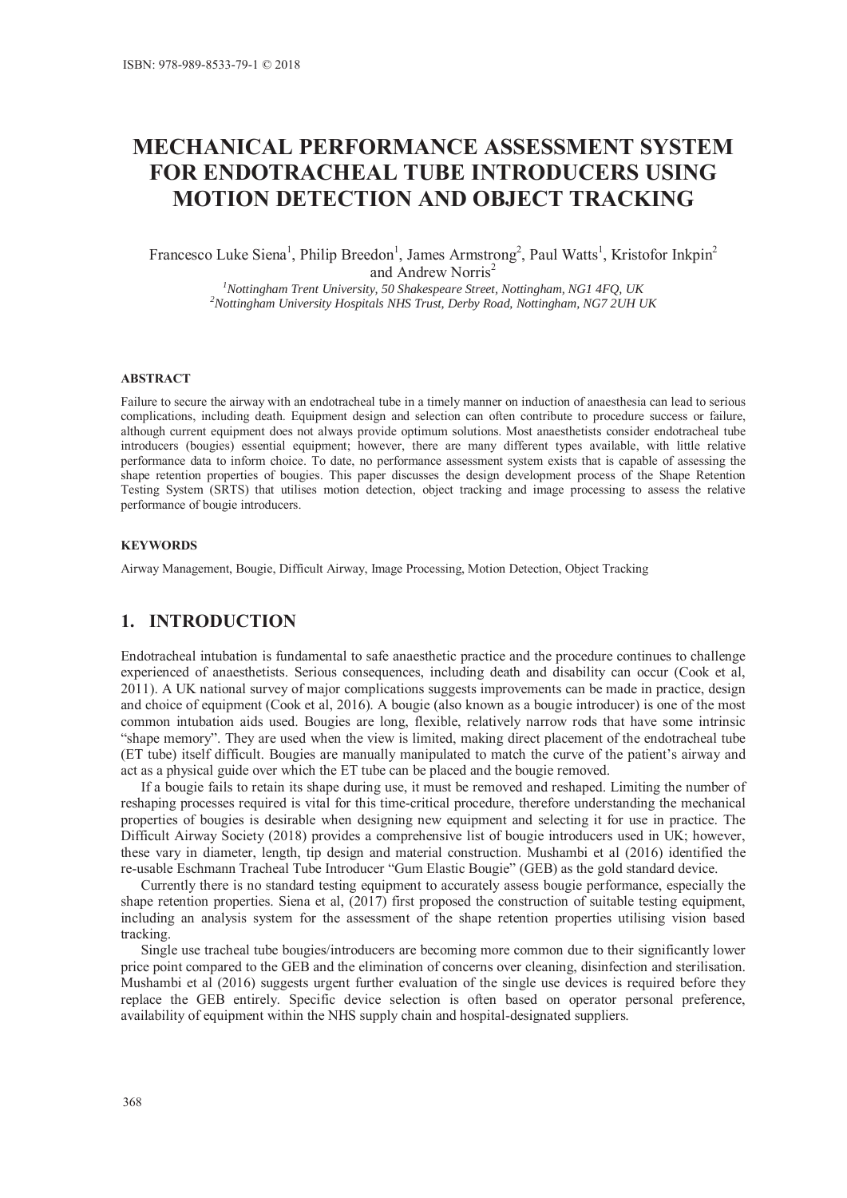ISBN: 978-989-8533-79-1 © 2018

# MECHANICAL PERFORMANCE ASSESSMENT SYSTEM FOR ENDOTRACHEAL TUBE INTRODUCERS USING MOTION DETECTION AND OBJECT TRACKING

Francesco Luke Siena[1], Philip Breedon[1], James Armstrong[2], Paul Watts[1], Kristofor Inkpin[2] and Andrew Norris[2]

[1]*Nottingham Trent University, 50 Shakespeare Street, Nottingham, NG1 4FQ, UK*
[2]*Nottingham University Hospitals NHS Trust, Derby Road, Nottingham, NG7 2UH UK*

### ABSTRACT

Failure to secure the airway with an endotracheal tube in a timely manner on induction of anaesthesia can lead to serious complications, including death. Equipment design and selection can often contribute to procedure success or failure, although current equipment does not always provide optimum solutions. Most anaesthetists consider endotracheal tube introducers (bougies) essential equipment; however, there are many different types available, with little relative performance data to inform choice. To date, no performance assessment system exists that is capable of assessing the shape retention properties of bougies. This paper discusses the design development process of the Shape Retention Testing System (SRTS) that utilises motion detection, object tracking and image processing to assess the relative performance of bougie introducers.

### KEYWORDS

Airway Management, Bougie, Difficult Airway, Image Processing, Motion Detection, Object Tracking

## 1. INTRODUCTION

Endotracheal intubation is fundamental to safe anaesthetic practice and the procedure continues to challenge experienced of anaesthetists. Serious consequences, including death and disability can occur (Cook et al, 2011). A UK national survey of major complications suggests improvements can be made in practice, design and choice of equipment (Cook et al, 2016). A bougie (also known as a bougie introducer) is one of the most common intubation aids used. Bougies are long, flexible, relatively narrow rods that have some intrinsic "shape memory". They are used when the view is limited, making direct placement of the endotracheal tube (ET tube) itself difficult. Bougies are manually manipulated to match the curve of the patient's airway and act as a physical guide over which the ET tube can be placed and the bougie removed.

If a bougie fails to retain its shape during use, it must be removed and reshaped. Limiting the number of reshaping processes required is vital for this time-critical procedure, therefore understanding the mechanical properties of bougies is desirable when designing new equipment and selecting it for use in practice. The Difficult Airway Society (2018) provides a comprehensive list of bougie introducers used in UK; however, these vary in diameter, length, tip design and material construction. Mushambi et al (2016) identified the re-usable Eschmann Tracheal Tube Introducer "Gum Elastic Bougie" (GEB) as the gold standard device.

Currently there is no standard testing equipment to accurately assess bougie performance, especially the shape retention properties. Siena et al, (2017) first proposed the construction of suitable testing equipment, including an analysis system for the assessment of the shape retention properties utilising vision based tracking.

Single use tracheal tube bougies/introducers are becoming more common due to their significantly lower price point compared to the GEB and the elimination of concerns over cleaning, disinfection and sterilisation. Mushambi et al (2016) suggests urgent further evaluation of the single use devices is required before they replace the GEB entirely. Specific device selection is often based on operator personal preference, availability of equipment within the NHS supply chain and hospital-designated suppliers.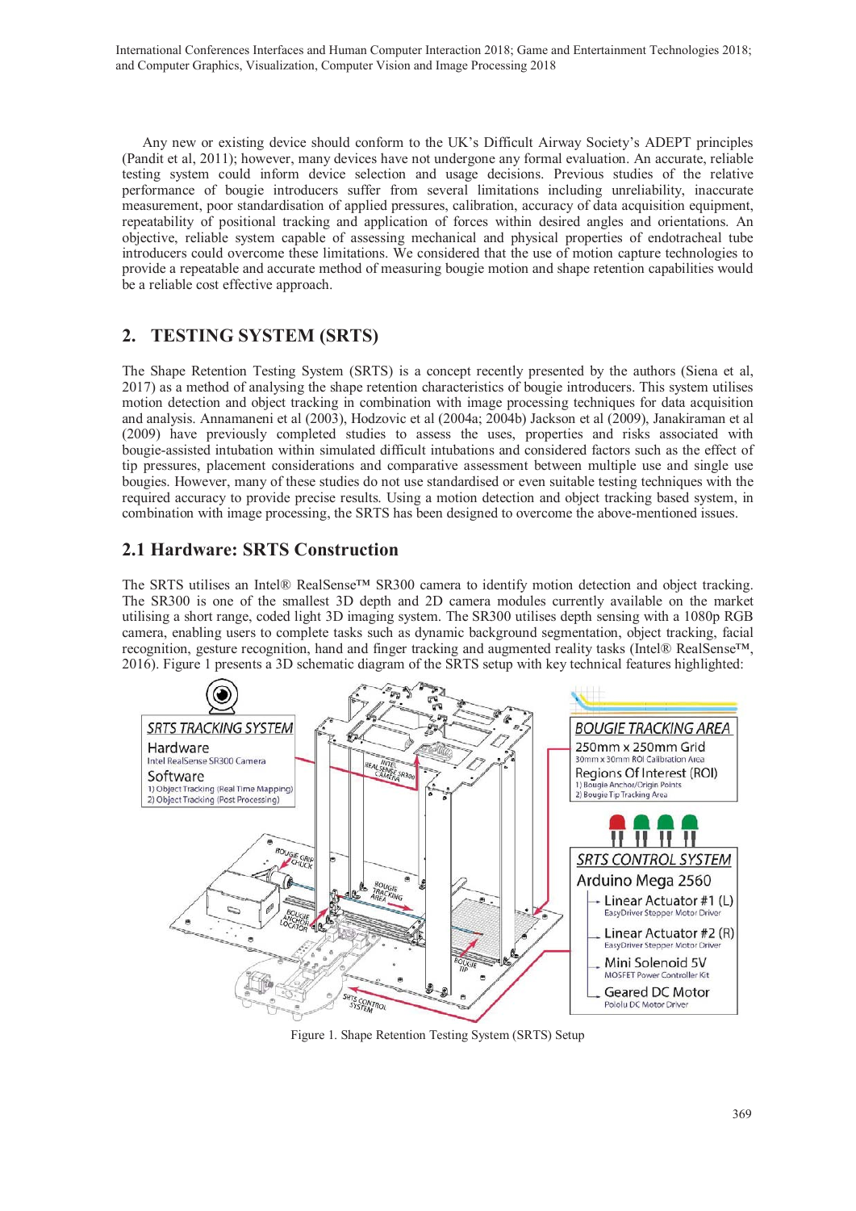Any new or existing device should conform to the UK's Difficult Airway Society's ADEPT principles (Pandit et al, 2011); however, many devices have not undergone any formal evaluation. An accurate, reliable testing system could inform device selection and usage decisions. Previous studies of the relative performance of bougie introducers suffer from several limitations including unreliability, inaccurate measurement, poor standardisation of applied pressures, calibration, accuracy of data acquisition equipment, repeatability of positional tracking and application of forces within desired angles and orientations. An objective, reliable system capable of assessing mechanical and physical properties of endotracheal tube introducers could overcome these limitations. We considered that the use of motion capture technologies to provide a repeatable and accurate method of measuring bougie motion and shape retention capabilities would be a reliable cost effective approach.

## 2. TESTING SYSTEM (SRTS)

The Shape Retention Testing System (SRTS) is a concept recently presented by the authors (Siena et al, 2017) as a method of analysing the shape retention characteristics of bougie introducers. This system utilises motion detection and object tracking in combination with image processing techniques for data acquisition and analysis. Annamaneni et al (2003), Hodzovic et al (2004a; 2004b) Jackson et al (2009), Janakiraman et al (2009) have previously completed studies to assess the uses, properties and risks associated with bougie-assisted intubation within simulated difficult intubations and considered factors such as the effect of tip pressures, placement considerations and comparative assessment between multiple use and single use bougies. However, many of these studies do not use standardised or even suitable testing techniques with the required accuracy to provide precise results. Using a motion detection and object tracking based system, in combination with image processing, the SRTS has been designed to overcome the above-mentioned issues.

### 2.1 Hardware: SRTS Construction

The SRTS utilises an Intel® RealSense™ SR300 camera to identify motion detection and object tracking. The SR300 is one of the smallest 3D depth and 2D camera modules currently available on the market utilising a short range, coded light 3D imaging system. The SR300 utilises depth sensing with a 1080p RGB camera, enabling users to complete tasks such as dynamic background segmentation, object tracking, facial recognition, gesture recognition, hand and finger tracking and augmented reality tasks (Intel® RealSense™, 2016). Figure 1 presents a 3D schematic diagram of the SRTS setup with key technical features highlighted:

Figure 1. Shape Retention Testing System (SRTS) Setup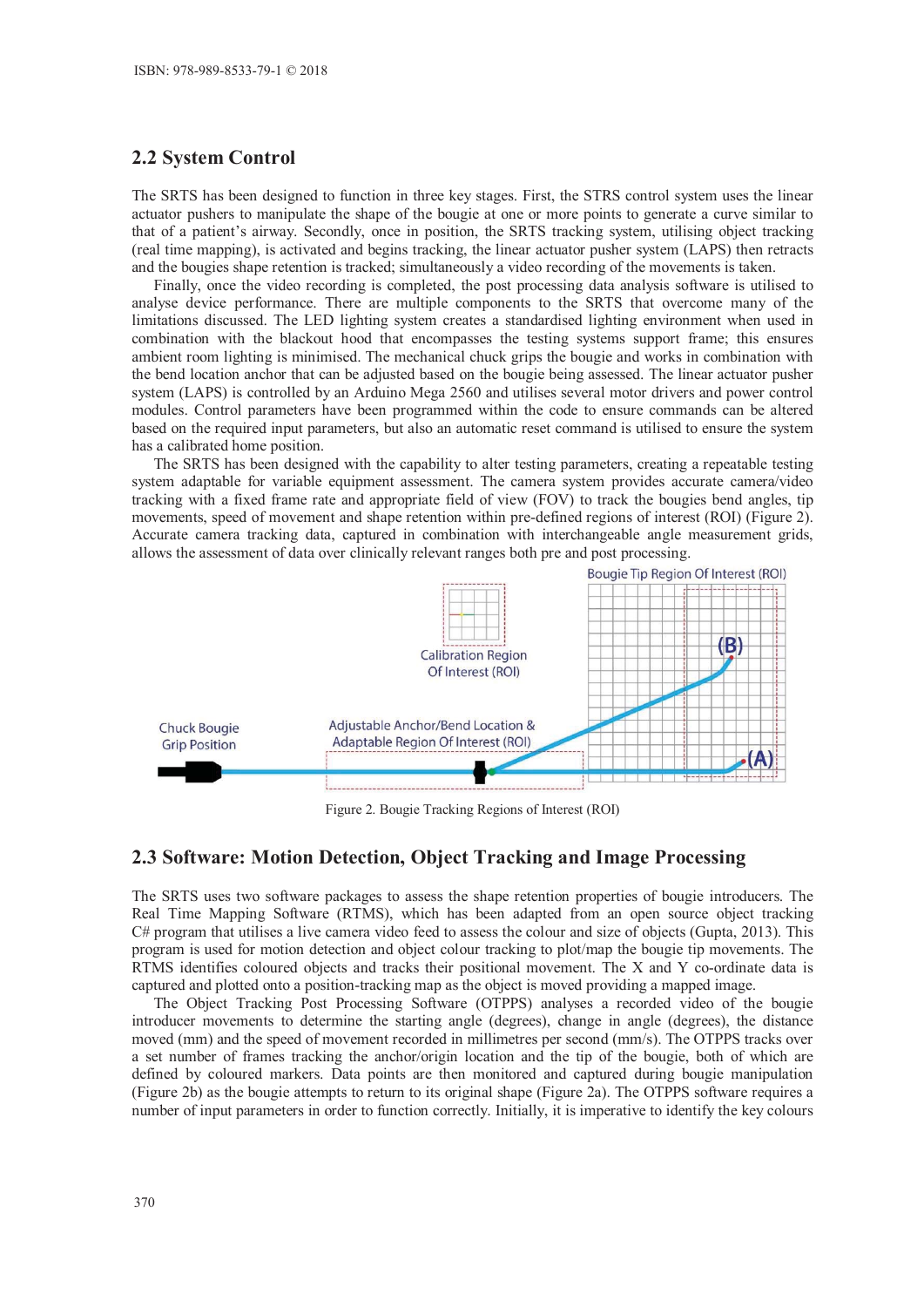## 2.2 System Control

The SRTS has been designed to function in three key stages. First, the STRS control system uses the linear actuator pushers to manipulate the shape of the bougie at one or more points to generate a curve similar to that of a patient's airway. Secondly, once in position, the SRTS tracking system, utilising object tracking (real time mapping), is activated and begins tracking, the linear actuator pusher system (LAPS) then retracts and the bougies shape retention is tracked; simultaneously a video recording of the movements is taken.

Finally, once the video recording is completed, the post processing data analysis software is utilised to analyse device performance. There are multiple components to the SRTS that overcome many of the limitations discussed. The LED lighting system creates a standardised lighting environment when used in combination with the blackout hood that encompasses the testing systems support frame; this ensures ambient room lighting is minimised. The mechanical chuck grips the bougie and works in combination with the bend location anchor that can be adjusted based on the bougie being assessed. The linear actuator pusher system (LAPS) is controlled by an Arduino Mega 2560 and utilises several motor drivers and power control modules. Control parameters have been programmed within the code to ensure commands can be altered based on the required input parameters, but also an automatic reset command is utilised to ensure the system has a calibrated home position.

The SRTS has been designed with the capability to alter testing parameters, creating a repeatable testing system adaptable for variable equipment assessment. The camera system provides accurate camera/video tracking with a fixed frame rate and appropriate field of view (FOV) to track the bougies bend angles, tip movements, speed of movement and shape retention within pre-defined regions of interest (ROI) (Figure 2). Accurate camera tracking data, captured in combination with interchangeable angle measurement grids, allows the assessment of data over clinically relevant ranges both pre and post processing.

Figure 2. Bougie Tracking Regions of Interest (ROI)

## 2.3 Software: Motion Detection, Object Tracking and Image Processing

The SRTS uses two software packages to assess the shape retention properties of bougie introducers. The Real Time Mapping Software (RTMS), which has been adapted from an open source object tracking C# program that utilises a live camera video feed to assess the colour and size of objects (Gupta, 2013). This program is used for motion detection and object colour tracking to plot/map the bougie tip movements. The RTMS identifies coloured objects and tracks their positional movement. The X and Y co-ordinate data is captured and plotted onto a position-tracking map as the object is moved providing a mapped image.

The Object Tracking Post Processing Software (OTPPS) analyses a recorded video of the bougie introducer movements to determine the starting angle (degrees), change in angle (degrees), the distance moved (mm) and the speed of movement recorded in millimetres per second (mm/s). The OTPPS tracks over a set number of frames tracking the anchor/origin location and the tip of the bougie, both of which are defined by coloured markers. Data points are then monitored and captured during bougie manipulation (Figure 2b) as the bougie attempts to return to its original shape (Figure 2a). The OTPPS software requires a number of input parameters in order to function correctly. Initially, it is imperative to identify the key colours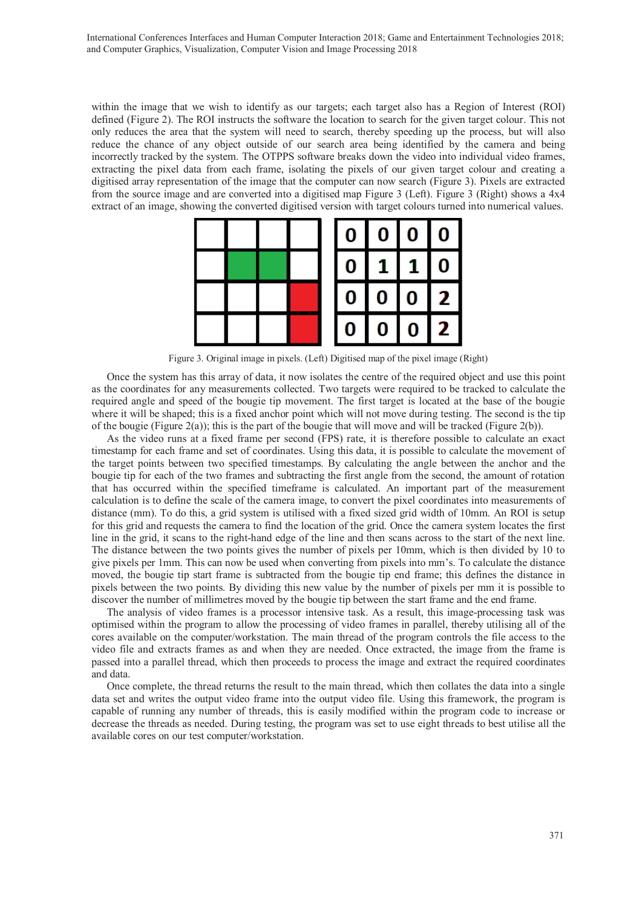within the image that we wish to identify as our targets; each target also has a Region of Interest (ROI) defined (Figure 2). The ROI instructs the software the location to search for the given target colour. This not only reduces the area that the system will need to search, thereby speeding up the process, but will also reduce the chance of any object outside of our search area being identified by the camera and being incorrectly tracked by the system. The OTPPS software breaks down the video into individual video frames, extracting the pixel data from each frame, isolating the pixels of our given target colour and creating a digitised array representation of the image that the computer can now search (Figure 3). Pixels are extracted from the source image and are converted into a digitised map Figure 3 (Left). Figure 3 (Right) shows a 4x4 extract of an image, showing the converted digitised version with target colours turned into numerical values.

| 0 | 0 | 0 | 0 |
|---|---|---|---|
| 0 | 1 | 1 | 0 |
| 0 | 0 | 0 | 2 |
| 0 | 0 | 0 | 2 |

Figure 3. Original image in pixels. (Left) Digitised map of the pixel image (Right)

Once the system has this array of data, it now isolates the centre of the required object and use this point as the coordinates for any measurements collected. Two targets were required to be tracked to calculate the required angle and speed of the bougie tip movement. The first target is located at the base of the bougie where it will be shaped; this is a fixed anchor point which will not move during testing. The second is the tip of the bougie (Figure 2(a)); this is the part of the bougie that will move and will be tracked (Figure 2(b)).

As the video runs at a fixed frame per second (FPS) rate, it is therefore possible to calculate an exact timestamp for each frame and set of coordinates. Using this data, it is possible to calculate the movement of the target points between two specified timestamps. By calculating the angle between the anchor and the bougie tip for each of the two frames and subtracting the first angle from the second, the amount of rotation that has occurred within the specified timeframe is calculated. An important part of the measurement calculation is to define the scale of the camera image, to convert the pixel coordinates into measurements of distance (mm). To do this, a grid system is utilised with a fixed sized grid width of 10mm. An ROI is setup for this grid and requests the camera to find the location of the grid. Once the camera system locates the first line in the grid, it scans to the right-hand edge of the line and then scans across to the start of the next line. The distance between the two points gives the number of pixels per 10mm, which is then divided by 10 to give pixels per 1mm. This can now be used when converting from pixels into mm's. To calculate the distance moved, the bougie tip start frame is subtracted from the bougie tip end frame; this defines the distance in pixels between the two points. By dividing this new value by the number of pixels per mm it is possible to discover the number of millimetres moved by the bougie tip between the start frame and the end frame.

The analysis of video frames is a processor intensive task. As a result, this image-processing task was optimised within the program to allow the processing of video frames in parallel, thereby utilising all of the cores available on the computer/workstation. The main thread of the program controls the file access to the video file and extracts frames as and when they are needed. Once extracted, the image from the frame is passed into a parallel thread, which then proceeds to process the image and extract the required coordinates and data.

Once complete, the thread returns the result to the main thread, which then collates the data into a single data set and writes the output video frame into the output video file. Using this framework, the program is capable of running any number of threads, this is easily modified within the program code to increase or decrease the threads as needed. During testing, the program was set to use eight threads to best utilise all the available cores on our test computer/workstation.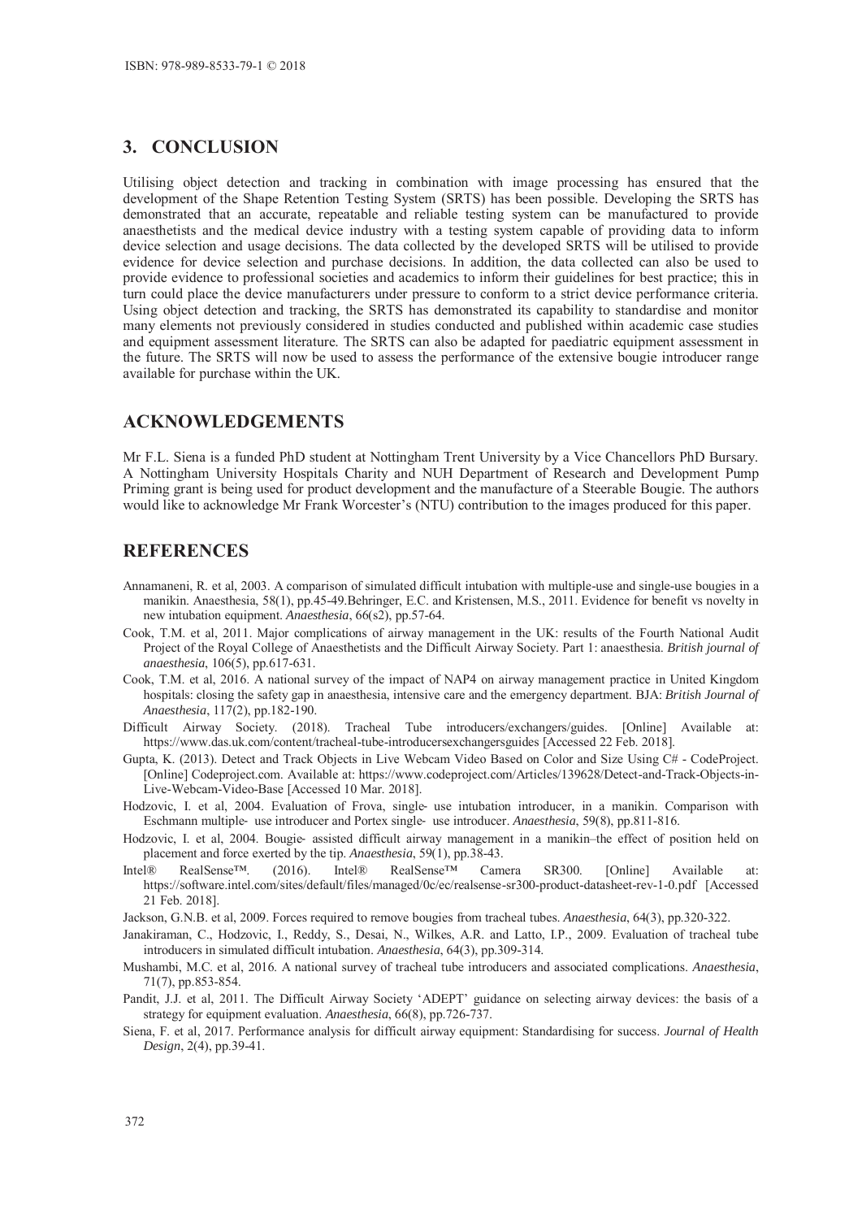## 3. CONCLUSION

Utilising object detection and tracking in combination with image processing has ensured that the development of the Shape Retention Testing System (SRTS) has been possible. Developing the SRTS has demonstrated that an accurate, repeatable and reliable testing system can be manufactured to provide anaesthetists and the medical device industry with a testing system capable of providing data to inform device selection and usage decisions. The data collected by the developed SRTS will be utilised to provide evidence for device selection and purchase decisions. In addition, the data collected can also be used to provide evidence to professional societies and academics to inform their guidelines for best practice; this in turn could place the device manufacturers under pressure to conform to a strict device performance criteria. Using object detection and tracking, the SRTS has demonstrated its capability to standardise and monitor many elements not previously considered in studies conducted and published within academic case studies and equipment assessment literature. The SRTS can also be adapted for paediatric equipment assessment in the future. The SRTS will now be used to assess the performance of the extensive bougie introducer range available for purchase within the UK.

## ACKNOWLEDGEMENTS

Mr F.L. Siena is a funded PhD student at Nottingham Trent University by a Vice Chancellors PhD Bursary. A Nottingham University Hospitals Charity and NUH Department of Research and Development Pump Priming grant is being used for product development and the manufacture of a Steerable Bougie. The authors would like to acknowledge Mr Frank Worcester's (NTU) contribution to the images produced for this paper.

## REFERENCES

Annamaneni, R. et al, 2003. A comparison of simulated difficult intubation with multiple-use and single-use bougies in a manikin. Anaesthesia, 58(1), pp.45-49.Behringer, E.C. and Kristensen, M.S., 2011. Evidence for benefit vs novelty in new intubation equipment. *Anaesthesia*, 66(s2), pp.57-64.

Cook, T.M. et al, 2011. Major complications of airway management in the UK: results of the Fourth National Audit Project of the Royal College of Anaesthetists and the Difficult Airway Society. Part 1: anaesthesia. *British journal of anaesthesia*, 106(5), pp.617-631.

Cook, T.M. et al, 2016. A national survey of the impact of NAP4 on airway management practice in United Kingdom hospitals: closing the safety gap in anaesthesia, intensive care and the emergency department. BJA: *British Journal of Anaesthesia*, 117(2), pp.182-190.

Difficult Airway Society. (2018). Tracheal Tube introducers/exchangers/guides. [Online] Available at: https://www.das.uk.com/content/tracheal-tube-introducersexchangersguides [Accessed 22 Feb. 2018].

Gupta, K. (2013). Detect and Track Objects in Live Webcam Video Based on Color and Size Using C# - CodeProject. [Online] Codeproject.com. Available at: https://www.codeproject.com/Articles/139628/Detect-and-Track-Objects-in-Live-Webcam-Video-Base [Accessed 10 Mar. 2018].

Hodzovic, I. et al, 2004. Evaluation of Frova, single‐ use intubation introducer, in a manikin. Comparison with Eschmann multiple‐ use introducer and Portex single‐ use introducer. *Anaesthesia*, 59(8), pp.811-816.

Hodzovic, I. et al, 2004. Bougie‐ assisted difficult airway management in a manikin–the effect of position held on placement and force exerted by the tip. *Anaesthesia*, 59(1), pp.38-43.

Intel® RealSense™. (2016). Intel® RealSense™ Camera SR300. [Online] Available at: https://software.intel.com/sites/default/files/managed/0c/ec/realsense-sr300-product-datasheet-rev-1-0.pdf [Accessed 21 Feb. 2018].

Jackson, G.N.B. et al, 2009. Forces required to remove bougies from tracheal tubes. *Anaesthesia*, 64(3), pp.320-322.

Janakiraman, C., Hodzovic, I., Reddy, S., Desai, N., Wilkes, A.R. and Latto, I.P., 2009. Evaluation of tracheal tube introducers in simulated difficult intubation. *Anaesthesia*, 64(3), pp.309-314.

Mushambi, M.C. et al, 2016. A national survey of tracheal tube introducers and associated complications. *Anaesthesia*, 71(7), pp.853-854.

Pandit, J.J. et al, 2011. The Difficult Airway Society 'ADEPT' guidance on selecting airway devices: the basis of a strategy for equipment evaluation. *Anaesthesia*, 66(8), pp.726-737.

Siena, F. et al, 2017. Performance analysis for difficult airway equipment: Standardising for success. *Journal of Health Design*, 2(4), pp.39-41.